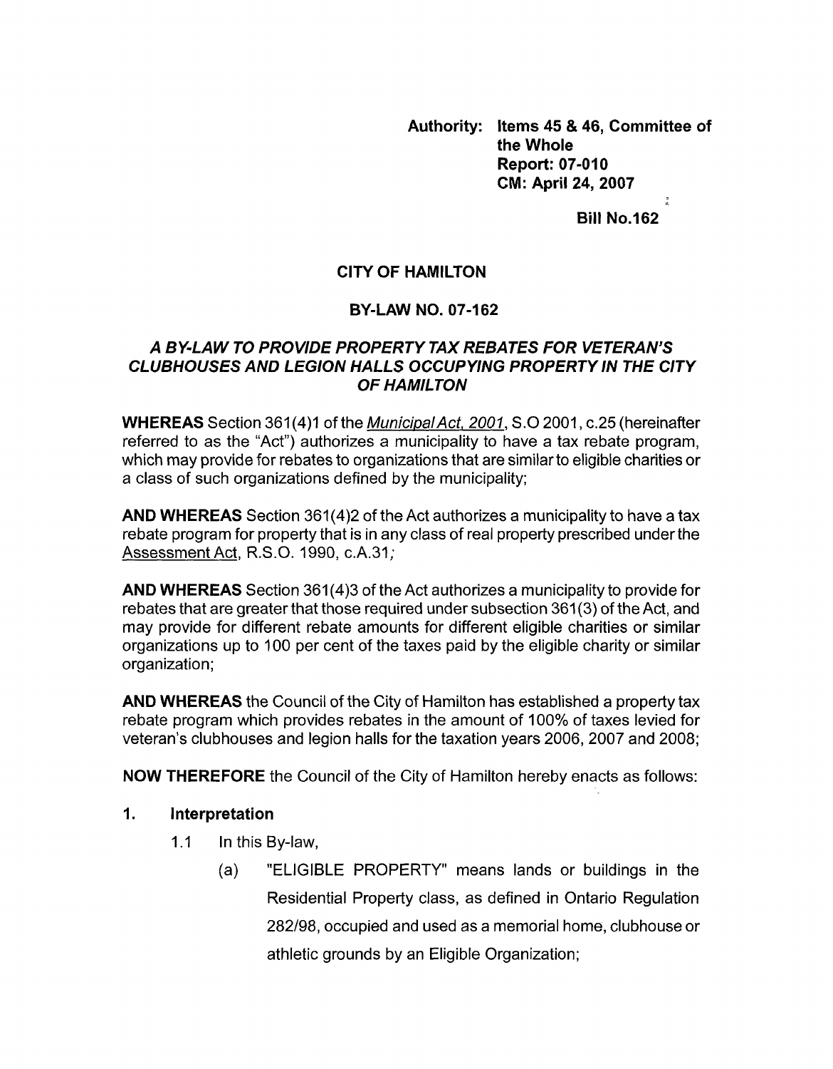**Authority: Items 45 & 46, Committee of the Whole**
**Report: 07-010**
**CM: April 24, 2007**

**Bill No.162**

# CITY OF HAMILTON

## BY-LAW NO. 07-162

### *A BY-LAW TO PROVIDE PROPERTY TAX REBATES FOR VETERAN'S CLUBHOUSES AND LEGION HALLS OCCUPYING PROPERTY IN THE CITY OF HAMILTON*

**WHEREAS** Section 361(4)1 of the Municipal Act, 2001, S.O 2001, c.25 (hereinafter referred to as the "Act") authorizes a municipality to have a tax rebate program, which may provide for rebates to organizations that are similar to eligible charities or a class of such organizations defined by the municipality;

**AND WHEREAS** Section 361(4)2 of the Act authorizes a municipality to have a tax rebate program for property that is in any class of real property prescribed under the Assessment Act, R.S.O. 1990, c.A.31;

**AND WHEREAS** Section 361(4)3 of the Act authorizes a municipality to provide for rebates that are greater that those required under subsection 361(3) of the Act, and may provide for different rebate amounts for different eligible charities or similar organizations up to 100 per cent of the taxes paid by the eligible charity or similar organization;

**AND WHEREAS** the Council of the City of Hamilton has established a property tax rebate program which provides rebates in the amount of 100% of taxes levied for veteran's clubhouses and legion halls for the taxation years 2006, 2007 and 2008;

**NOW THEREFORE** the Council of the City of Hamilton hereby enacts as follows:

**1. Interpretation**

1.1 In this By-law,

(a) "ELIGIBLE PROPERTY" means lands or buildings in the Residential Property class, as defined in Ontario Regulation 282/98, occupied and used as a memorial home, clubhouse or athletic grounds by an Eligible Organization;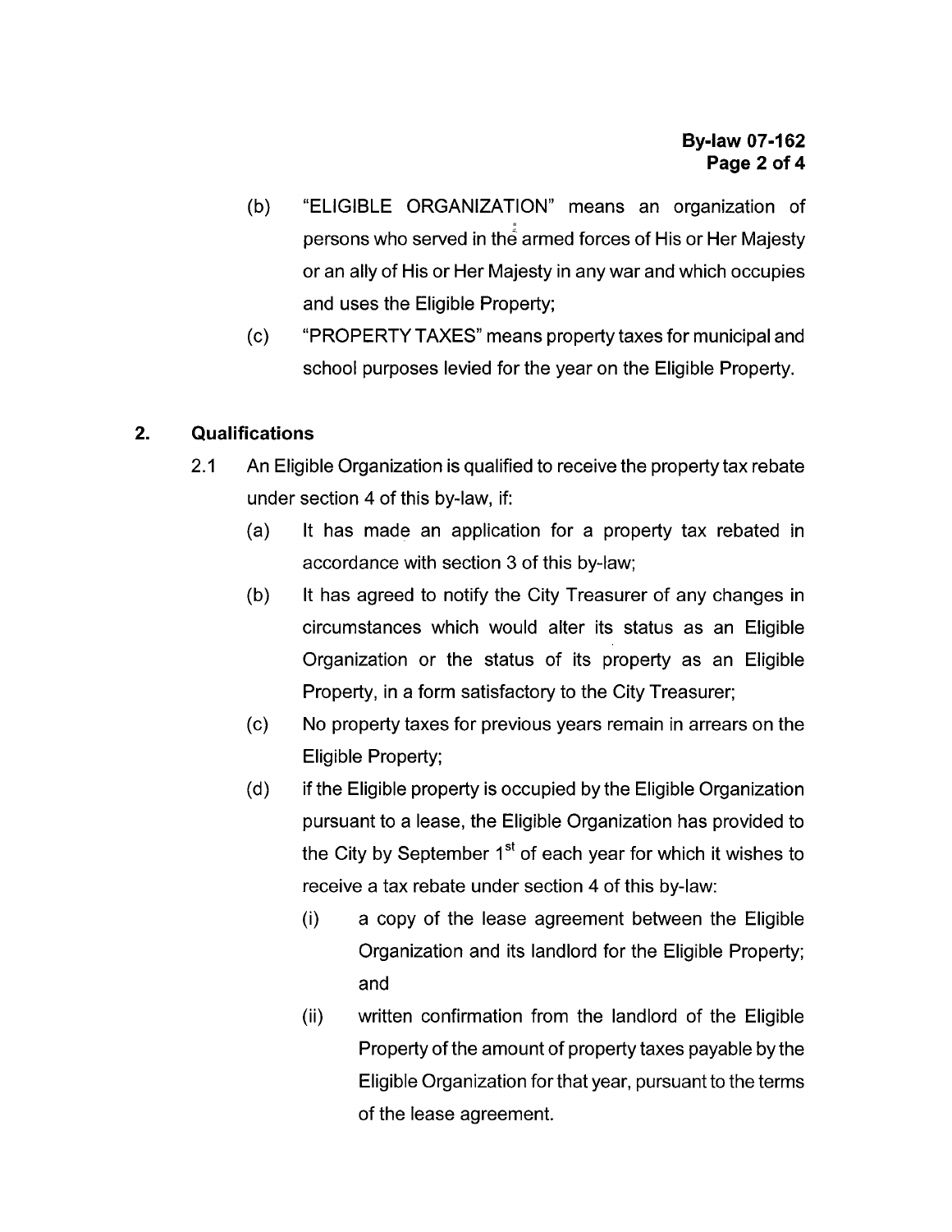(b) "ELIGIBLE ORGANIZATION" means an organization of persons who served in the armed forces of His or Her Majesty or an ally of His or Her Majesty in any war and which occupies and uses the Eligible Property;

(c) "PROPERTY TAXES" means property taxes for municipal and school purposes levied for the year on the Eligible Property.

## 2. Qualifications

2.1 An Eligible Organization is qualified to receive the property tax rebate under section 4 of this by-law, if:

(a) It has made an application for a property tax rebated in accordance with section 3 of this by-law;

(b) It has agreed to notify the City Treasurer of any changes in circumstances which would alter its status as an Eligible Organization or the status of its property as an Eligible Property, in a form satisfactory to the City Treasurer;

(c) No property taxes for previous years remain in arrears on the Eligible Property;

(d) if the Eligible property is occupied by the Eligible Organization pursuant to a lease, the Eligible Organization has provided to the City by September 1st of each year for which it wishes to receive a tax rebate under section 4 of this by-law:

(i) a copy of the lease agreement between the Eligible Organization and its landlord for the Eligible Property; and

(ii) written confirmation from the landlord of the Eligible Property of the amount of property taxes payable by the Eligible Organization for that year, pursuant to the terms of the lease agreement.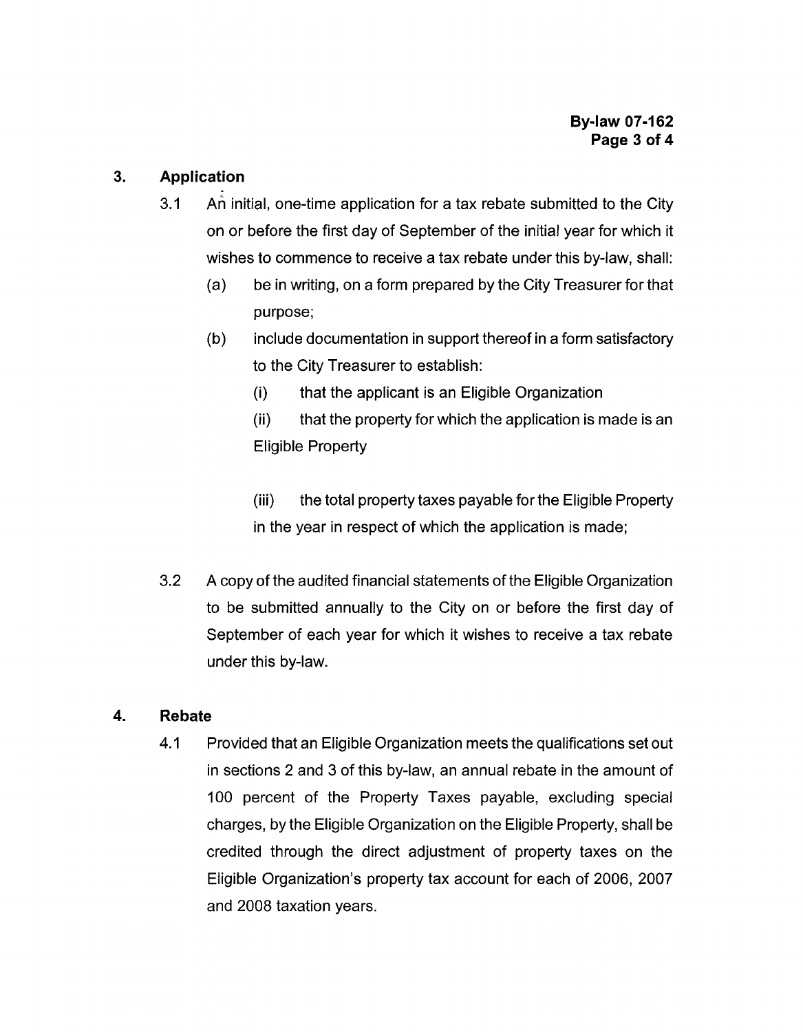## 3. Application

3.1 An initial, one-time application for a tax rebate submitted to the City on or before the first day of September of the initial year for which it wishes to commence to receive a tax rebate under this by-law, shall:

(a) be in writing, on a form prepared by the City Treasurer for that purpose;

(b) include documentation in support thereof in a form satisfactory to the City Treasurer to establish:

(i) that the applicant is an Eligible Organization

(ii) that the property for which the application is made is an Eligible Property

(iii) the total property taxes payable for the Eligible Property in the year in respect of which the application is made;

3.2 A copy of the audited financial statements of the Eligible Organization to be submitted annually to the City on or before the first day of September of each year for which it wishes to receive a tax rebate under this by-law.

## 4. Rebate

4.1 Provided that an Eligible Organization meets the qualifications set out in sections 2 and 3 of this by-law, an annual rebate in the amount of 100 percent of the Property Taxes payable, excluding special charges, by the Eligible Organization on the Eligible Property, shall be credited through the direct adjustment of property taxes on the Eligible Organization's property tax account for each of 2006, 2007 and 2008 taxation years.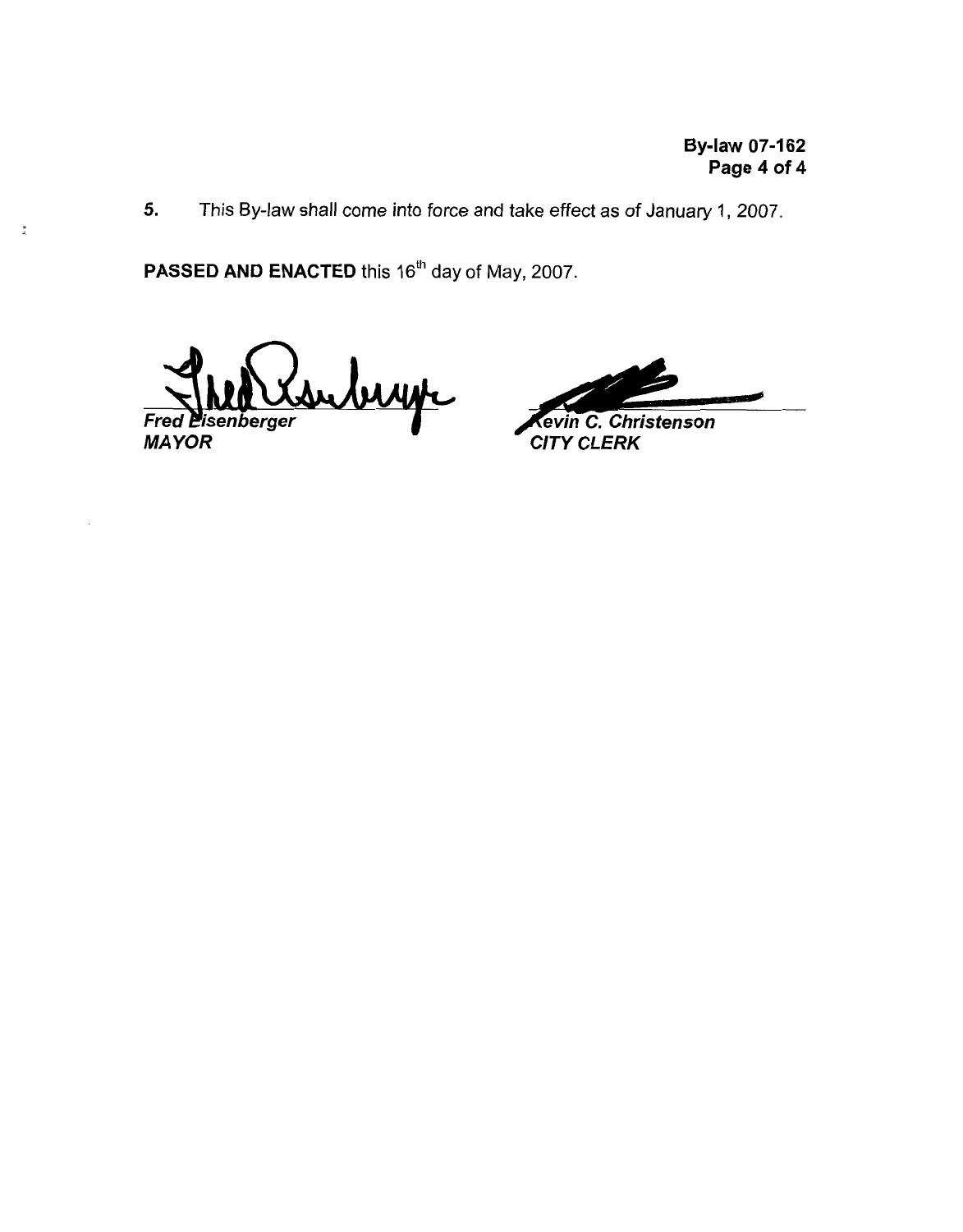5. This By-law shall come into force and take effect as of January 1, 2007.

**PASSED AND ENACTED** this 16th day of May, 2007.

| | |
|---|---|
| ***Fred Eisenberger*** | ***Kevin C. Christenson*** |
| ***MAYOR*** | ***CITY CLERK*** |